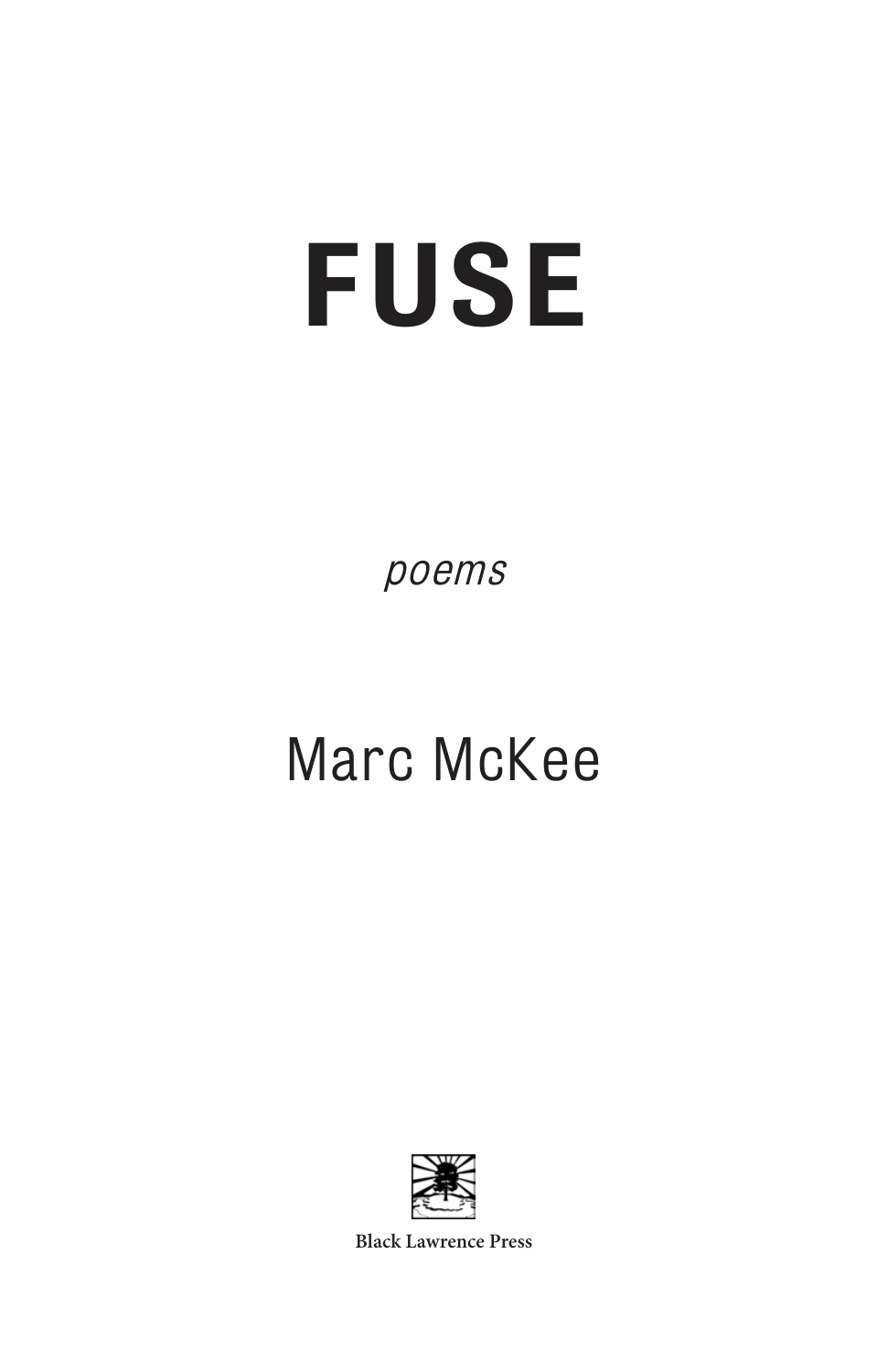# FUSE

*poems*

Marc McKee

Black Lawrence Press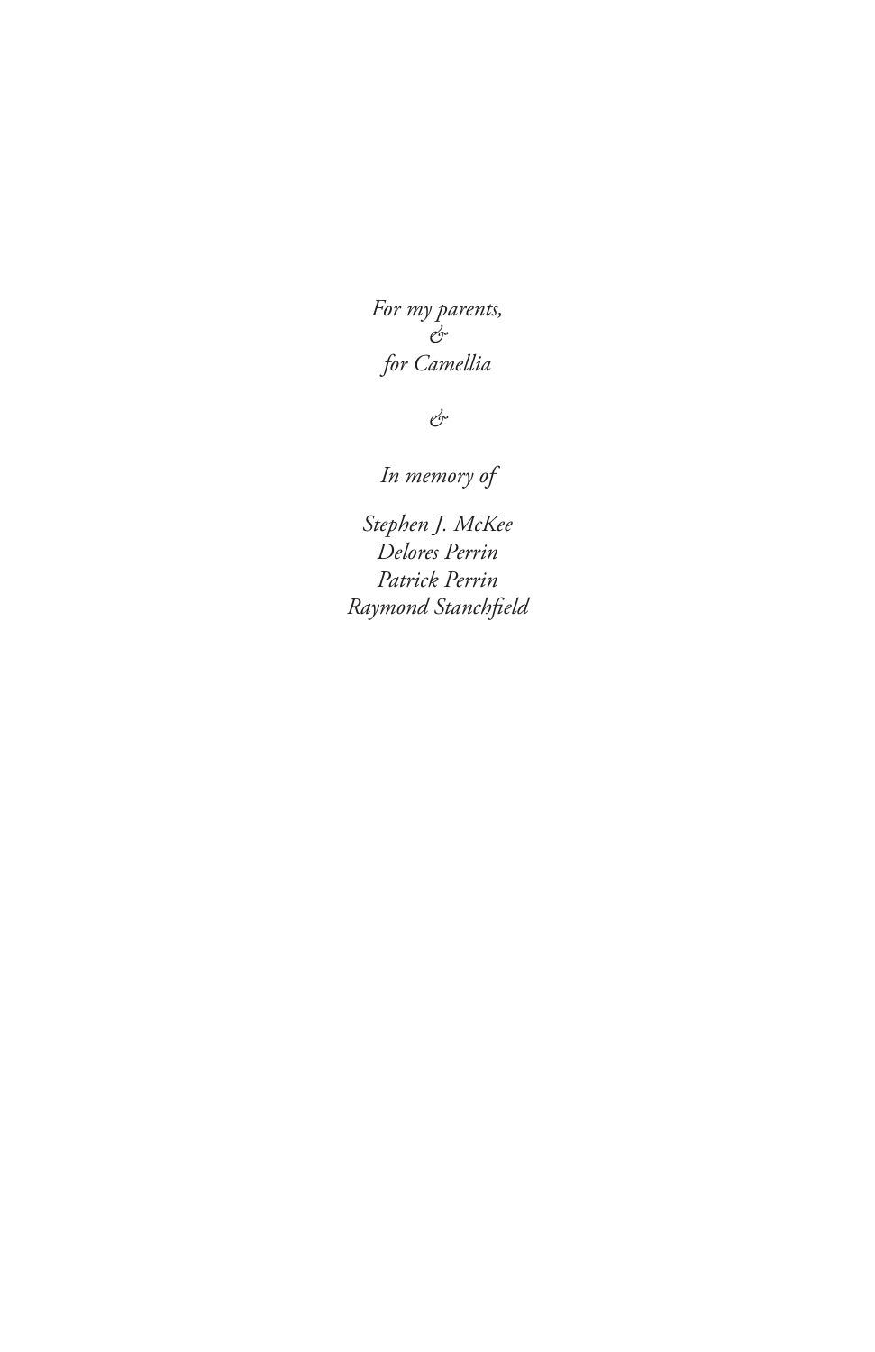*For my parents,*
*&*
*for Camellia*

*&*

*In memory of*

*Stephen J. McKee*
*Delores Perrin*
*Patrick Perrin*
*Raymond Stanchfield*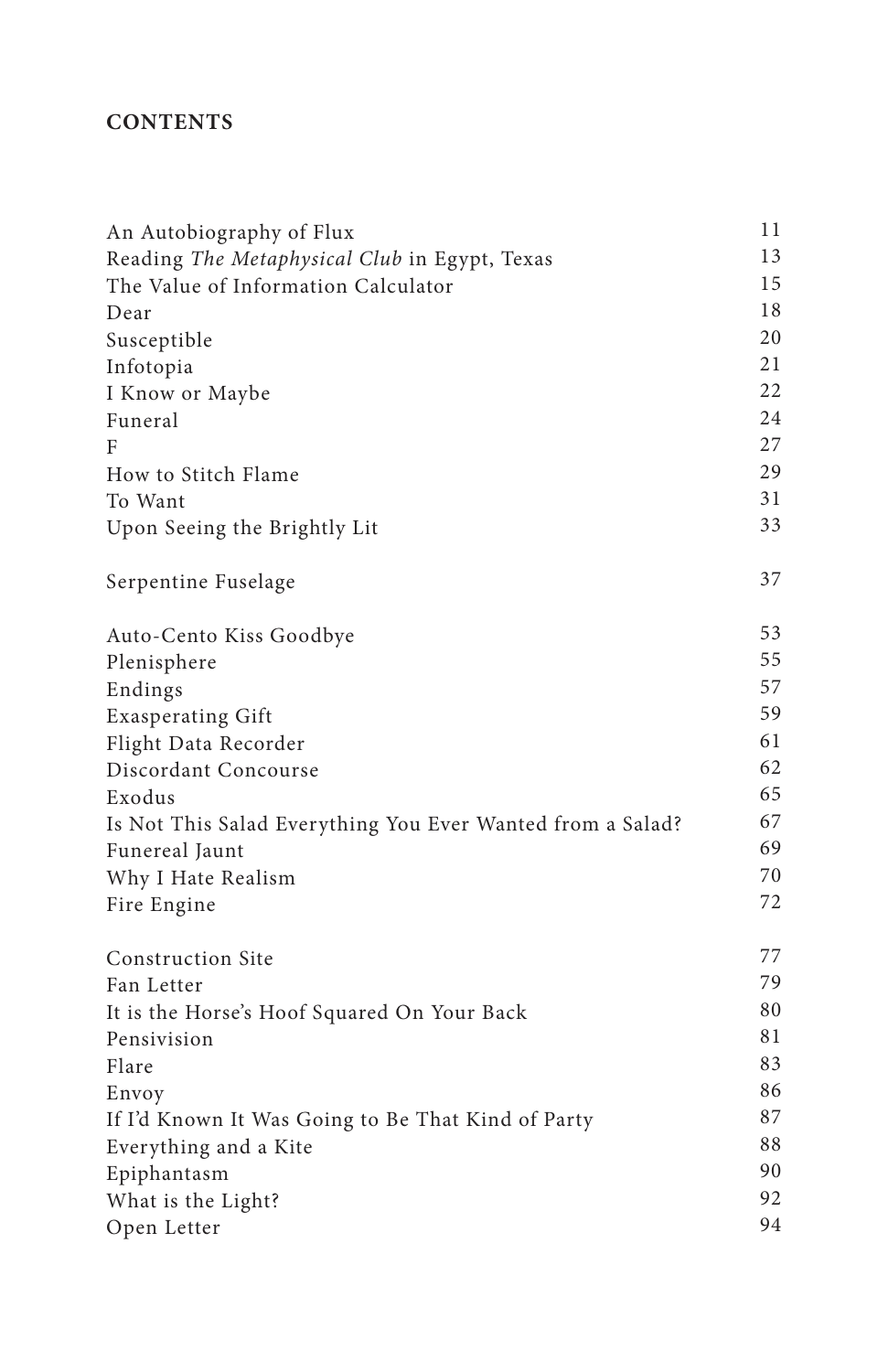## CONTENTS

| | |
|---|---|
| An Autobiography of Flux | 11 |
| Reading *The Metaphysical Club* in Egypt, Texas | 13 |
| The Value of Information Calculator | 15 |
| Dear | 18 |
| Susceptible | 20 |
| Infotopia | 21 |
| I Know or Maybe | 22 |
| Funeral | 24 |
| F | 27 |
| How to Stitch Flame | 29 |
| To Want | 31 |
| Upon Seeing the Brightly Lit | 33 |
| | |
| Serpentine Fuselage | 37 |
| | |
| Auto-Cento Kiss Goodbye | 53 |
| Plenisphere | 55 |
| Endings | 57 |
| Exasperating Gift | 59 |
| Flight Data Recorder | 61 |
| Discordant Concourse | 62 |
| Exodus | 65 |
| Is Not This Salad Everything You Ever Wanted from a Salad? | 67 |
| Funereal Jaunt | 69 |
| Why I Hate Realism | 70 |
| Fire Engine | 72 |
| | |
| Construction Site | 77 |
| Fan Letter | 79 |
| It is the Horse's Hoof Squared On Your Back | 80 |
| Pensivision | 81 |
| Flare | 83 |
| Envoy | 86 |
| If I'd Known It Was Going to Be That Kind of Party | 87 |
| Everything and a Kite | 88 |
| Epiphantasm | 90 |
| What is the Light? | 92 |
| Open Letter | 94 |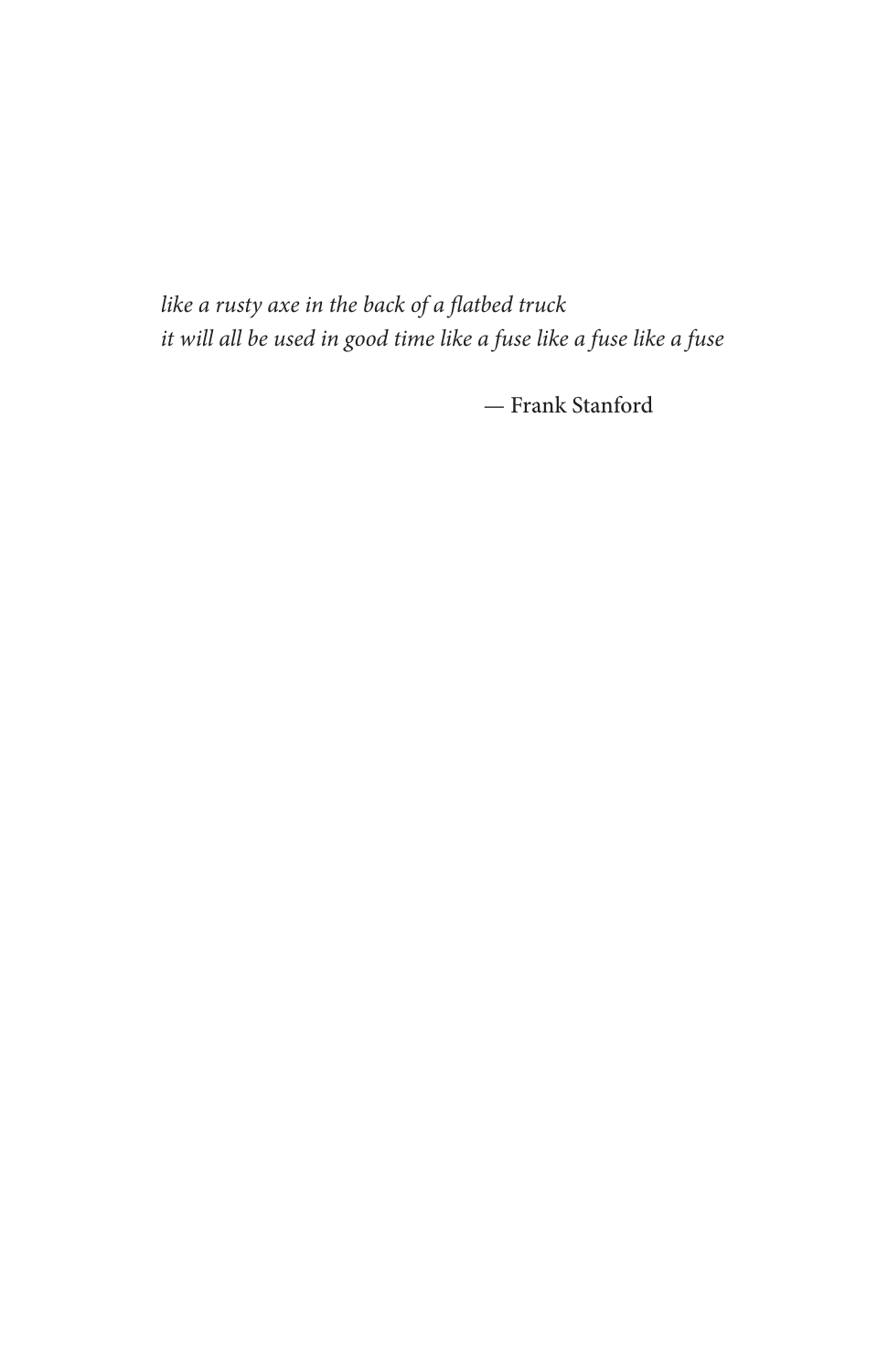*like a rusty axe in the back of a flatbed truck*
*it will all be used in good time like a fuse like a fuse like a fuse*

— Frank Stanford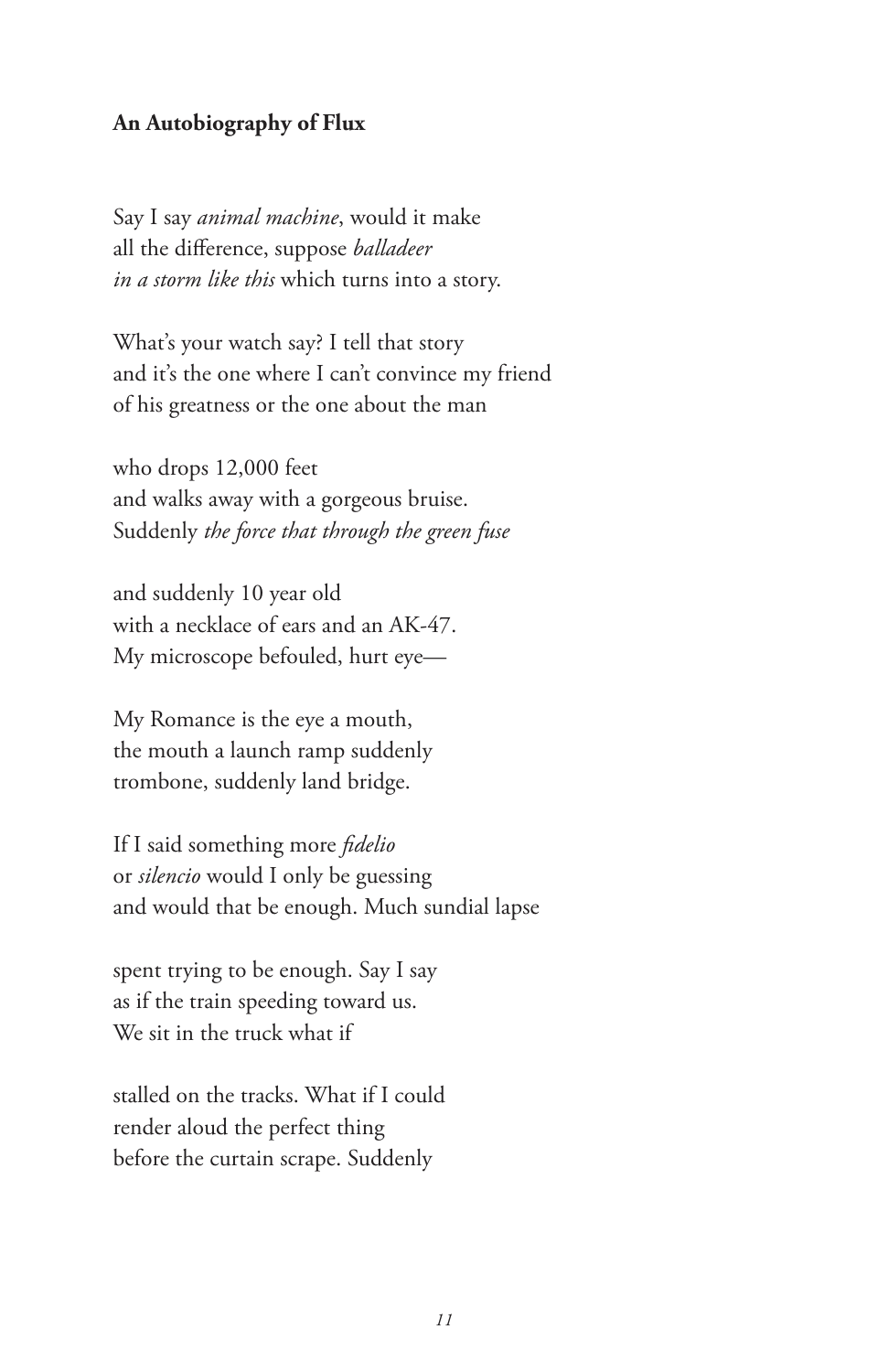**An Autobiography of Flux**

Say I say *animal machine*, would it make
all the difference, suppose *balladeer*
*in a storm like this* which turns into a story.

What's your watch say? I tell that story
and it's the one where I can't convince my friend
of his greatness or the one about the man

who drops 12,000 feet
and walks away with a gorgeous bruise.
Suddenly *the force that through the green fuse*

and suddenly 10 year old
with a necklace of ears and an AK-47.
My microscope befouled, hurt eye—

My Romance is the eye a mouth,
the mouth a launch ramp suddenly
trombone, suddenly land bridge.

If I said something more *fidelio*
or *silencio* would I only be guessing
and would that be enough. Much sundial lapse

spent trying to be enough. Say I say
as if the train speeding toward us.
We sit in the truck what if

stalled on the tracks. What if I could
render aloud the perfect thing
before the curtain scrape. Suddenly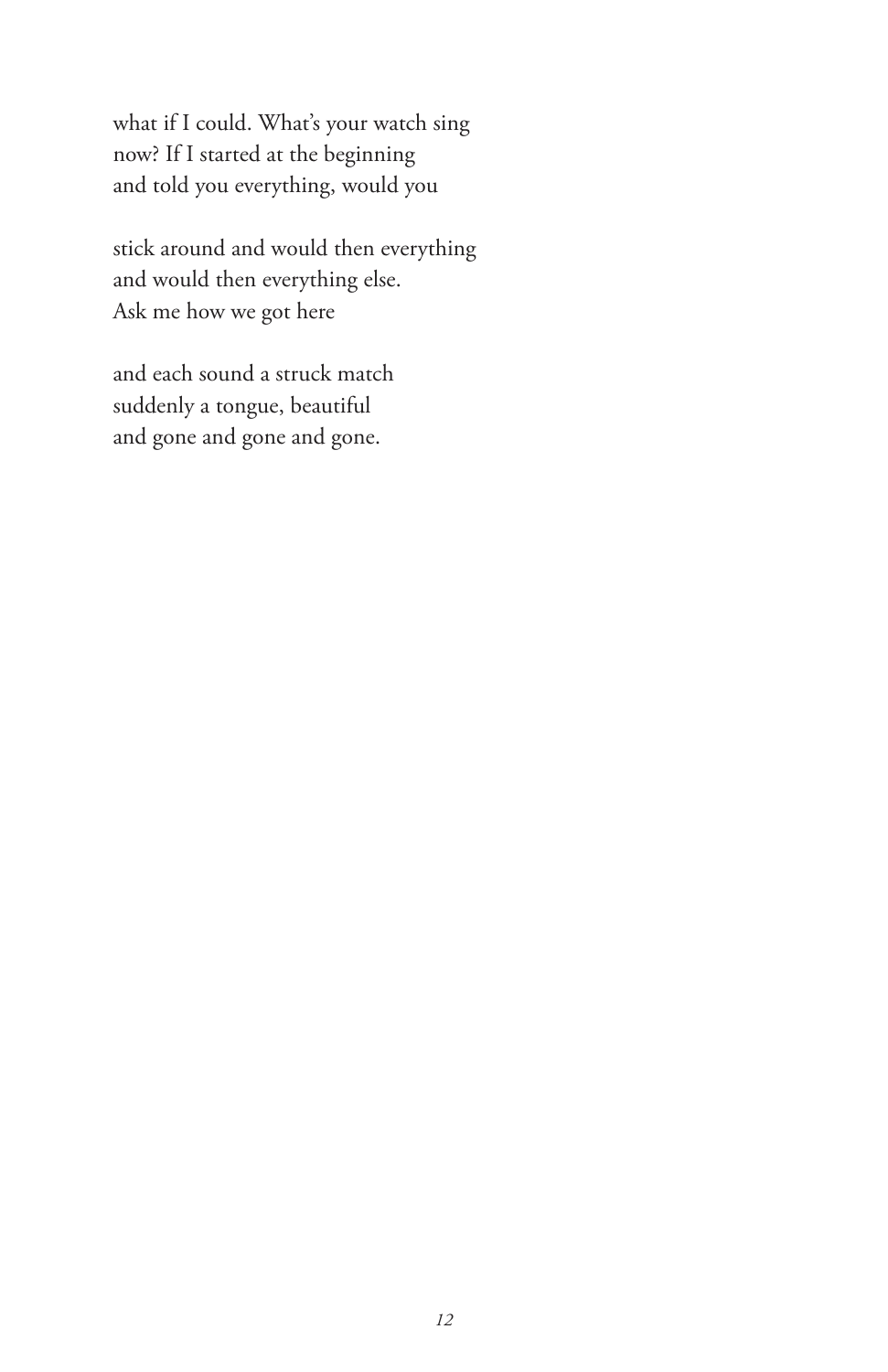what if I could. What's your watch sing  
now? If I started at the beginning  
and told you everything, would you

stick around and would then everything  
and would then everything else.  
Ask me how we got here

and each sound a struck match  
suddenly a tongue, beautiful  
and gone and gone and gone.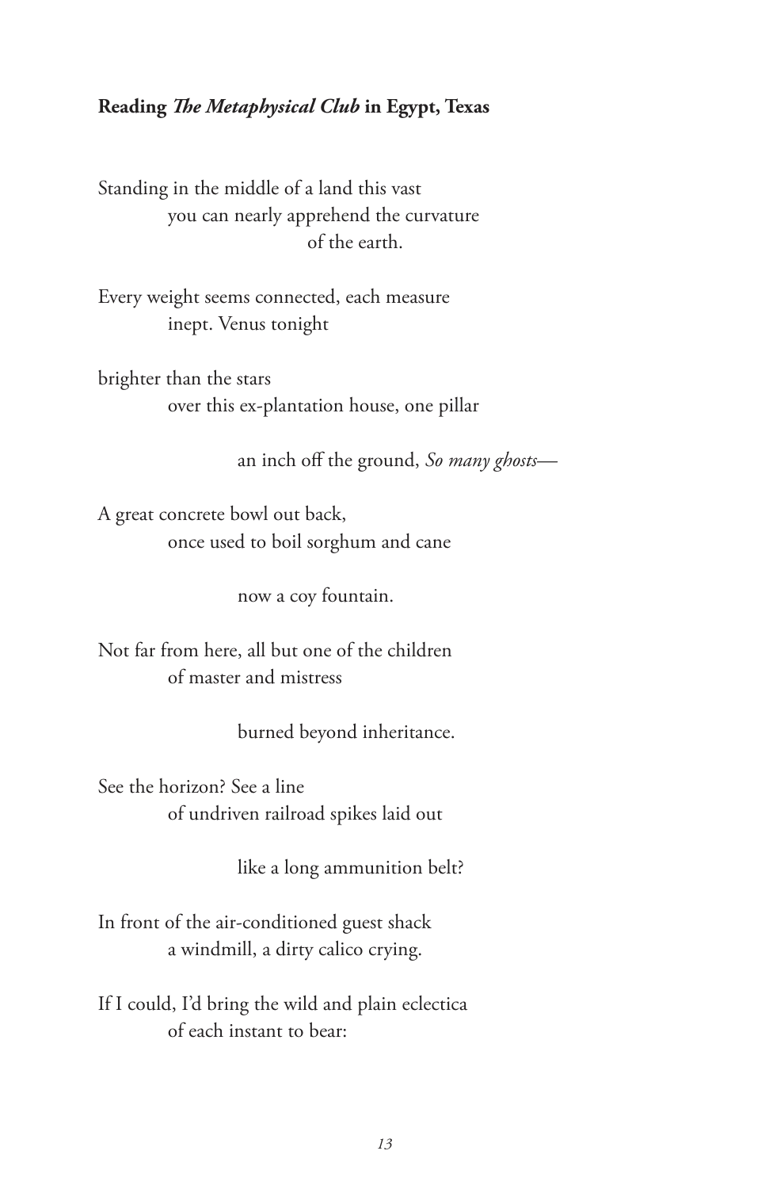### Reading *The Metaphysical Club* in Egypt, Texas

Standing in the middle of a land this vast  
you can nearly apprehend the curvature  
of the earth.

Every weight seems connected, each measure  
inept. Venus tonight

brighter than the stars  
over this ex-plantation house, one pillar

an inch off the ground, *So many ghosts*—

A great concrete bowl out back,  
once used to boil sorghum and cane

now a coy fountain.

Not far from here, all but one of the children  
of master and mistress

burned beyond inheritance.

See the horizon? See a line  
of undriven railroad spikes laid out

like a long ammunition belt?

In front of the air-conditioned guest shack  
a windmill, a dirty calico crying.

If I could, I'd bring the wild and plain eclectica  
of each instant to bear: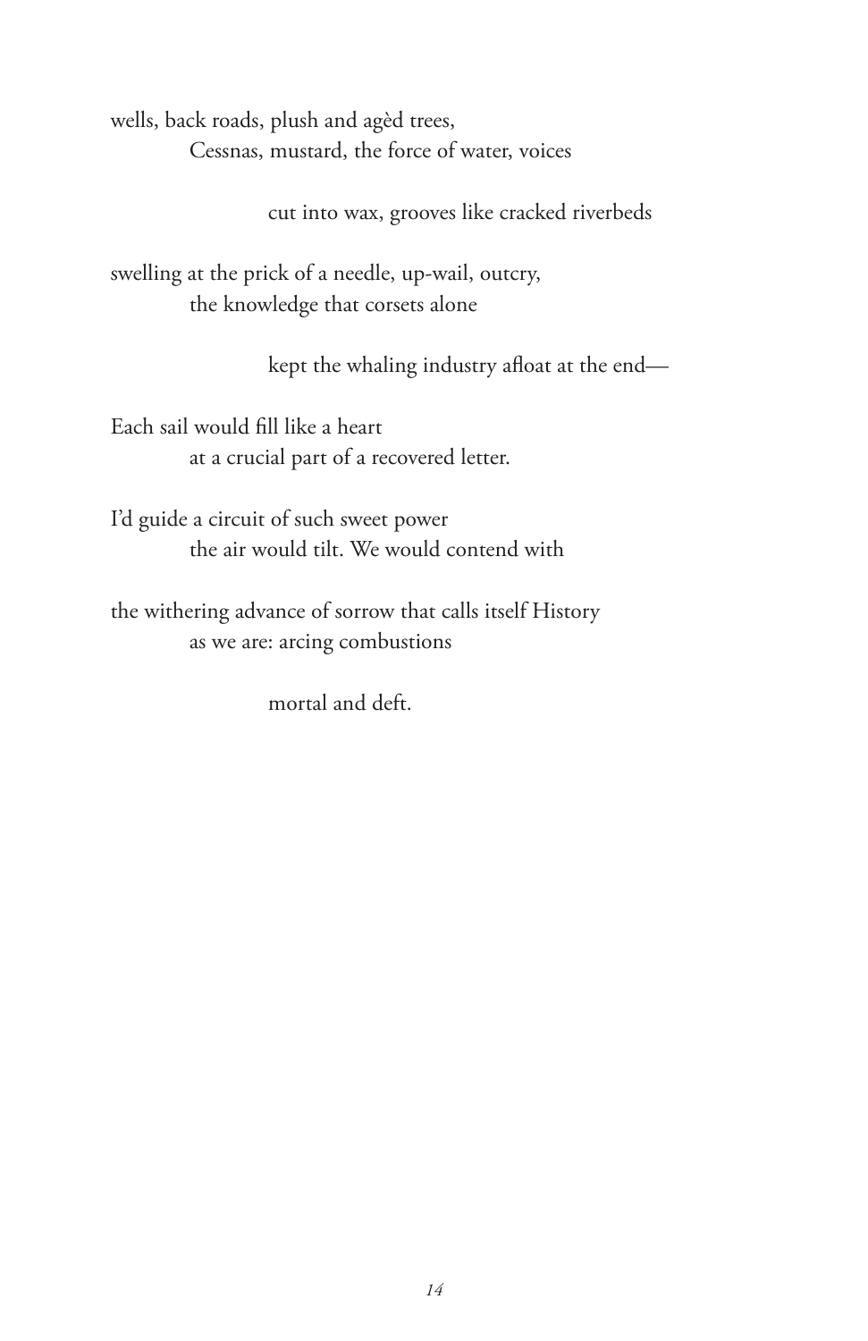wells, back roads, plush and agèd trees,  
          Cessnas, mustard, the force of water, voices

                    cut into wax, grooves like cracked riverbeds

swelling at the prick of a needle, up-wail, outcry,  
          the knowledge that corsets alone

                    kept the whaling industry afloat at the end—

Each sail would fill like a heart  
          at a crucial part of a recovered letter.

I'd guide a circuit of such sweet power  
          the air would tilt. We would contend with

the withering advance of sorrow that calls itself History  
          as we are: arcing combustions

                    mortal and deft.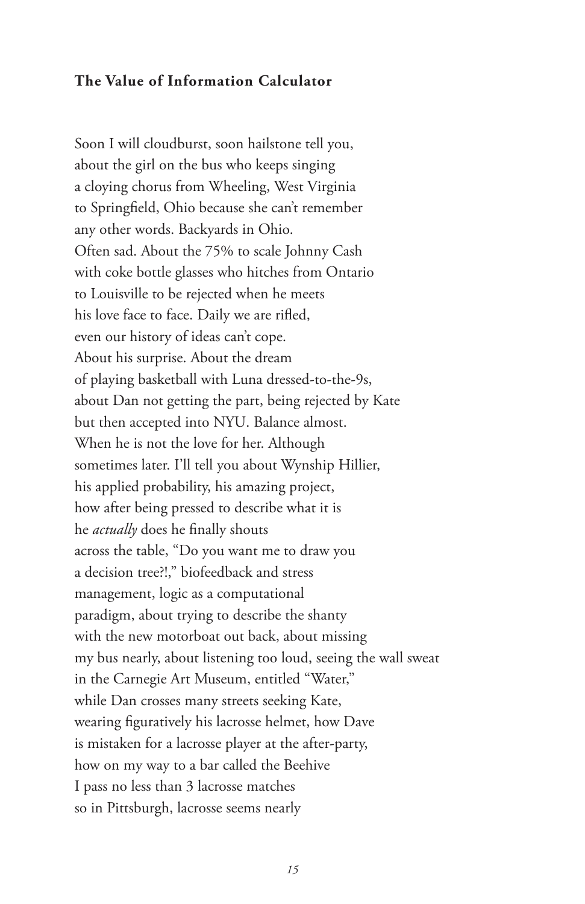**The Value of Information Calculator**

Soon I will cloudburst, soon hailstone tell you,  
about the girl on the bus who keeps singing  
a cloying chorus from Wheeling, West Virginia  
to Springfield, Ohio because she can't remember  
any other words. Backyards in Ohio.  
Often sad. About the 75% to scale Johnny Cash  
with coke bottle glasses who hitches from Ontario  
to Louisville to be rejected when he meets  
his love face to face. Daily we are rifled,  
even our history of ideas can't cope.  
About his surprise. About the dream  
of playing basketball with Luna dressed-to-the-9s,  
about Dan not getting the part, being rejected by Kate  
but then accepted into NYU. Balance almost.  
When he is not the love for her. Although  
sometimes later. I'll tell you about Wynship Hillier,  
his applied probability, his amazing project,  
how after being pressed to describe what it is  
he *actually* does he finally shouts  
across the table, "Do you want me to draw you  
a decision tree?!," biofeedback and stress  
management, logic as a computational  
paradigm, about trying to describe the shanty  
with the new motorboat out back, about missing  
my bus nearly, about listening too loud, seeing the wall sweat  
in the Carnegie Art Museum, entitled "Water,"  
while Dan crosses many streets seeking Kate,  
wearing figuratively his lacrosse helmet, how Dave  
is mistaken for a lacrosse player at the after-party,  
how on my way to a bar called the Beehive  
I pass no less than 3 lacrosse matches  
so in Pittsburgh, lacrosse seems nearly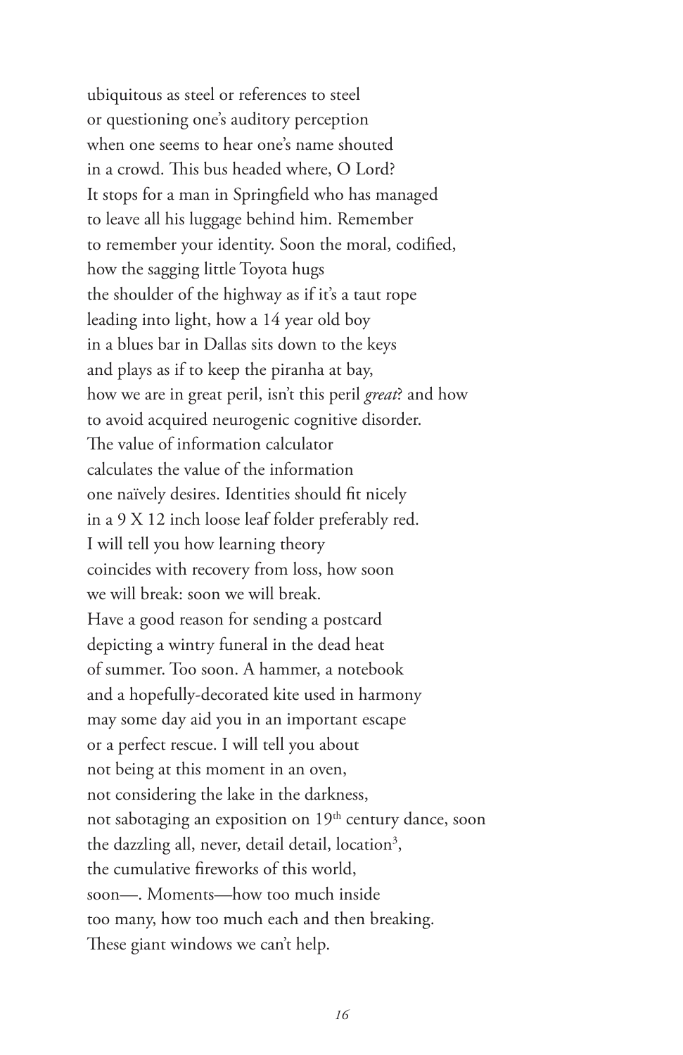ubiquitous as steel or references to steel
or questioning one's auditory perception
when one seems to hear one's name shouted
in a crowd. This bus headed where, O Lord?
It stops for a man in Springfield who has managed
to leave all his luggage behind him. Remember
to remember your identity. Soon the moral, codified,
how the sagging little Toyota hugs
the shoulder of the highway as if it's a taut rope
leading into light, how a 14 year old boy
in a blues bar in Dallas sits down to the keys
and plays as if to keep the piranha at bay,
how we are in great peril, isn't this peril *great*? and how
to avoid acquired neurogenic cognitive disorder.
The value of information calculator
calculates the value of the information
one naïvely desires. Identities should fit nicely
in a 9 X 12 inch loose leaf folder preferably red.
I will tell you how learning theory
coincides with recovery from loss, how soon
we will break: soon we will break.
Have a good reason for sending a postcard
depicting a wintry funeral in the dead heat
of summer. Too soon. A hammer, a notebook
and a hopefully-decorated kite used in harmony
may some day aid you in an important escape
or a perfect rescue. I will tell you about
not being at this moment in an oven,
not considering the lake in the darkness,
not sabotaging an exposition on 19th century dance, soon
the dazzling all, never, detail detail, location$^3$,
the cumulative fireworks of this world,
soon—. Moments—how too much inside
too many, how too much each and then breaking.
These giant windows we can't help.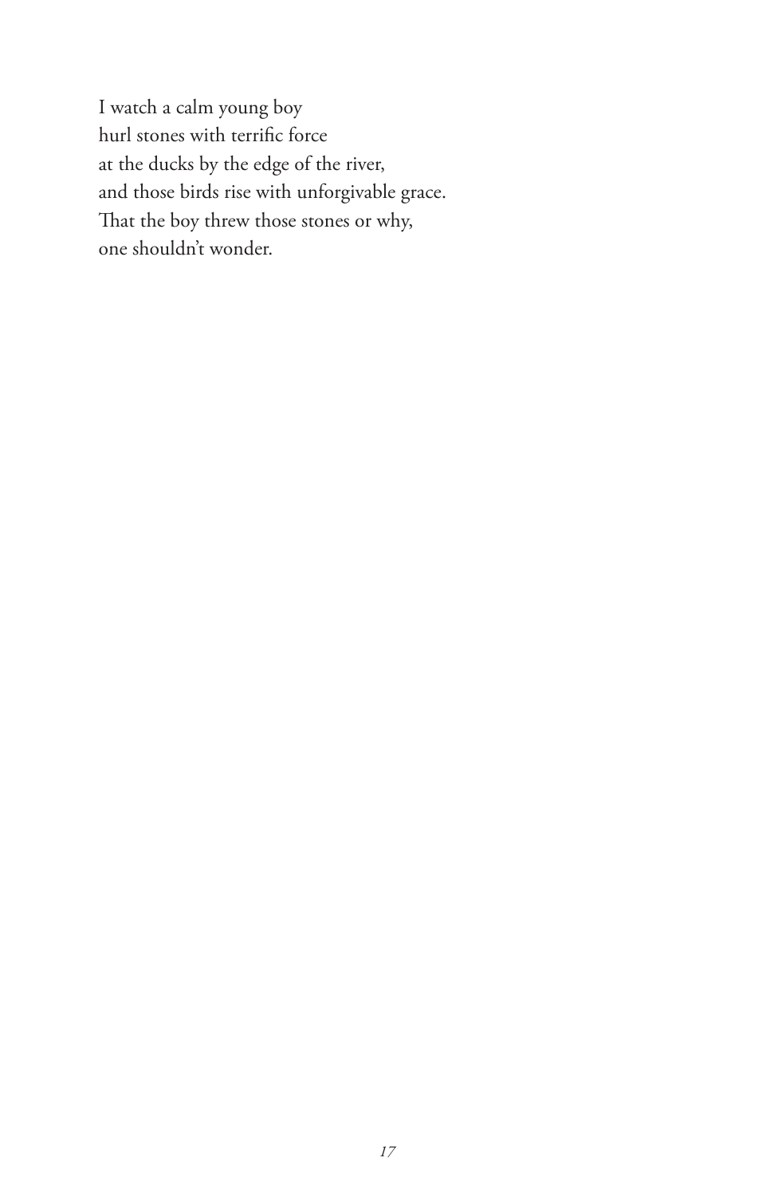I watch a calm young boy  
hurl stones with terrific force  
at the ducks by the edge of the river,  
and those birds rise with unforgivable grace.  
That the boy threw those stones or why,  
one shouldn't wonder.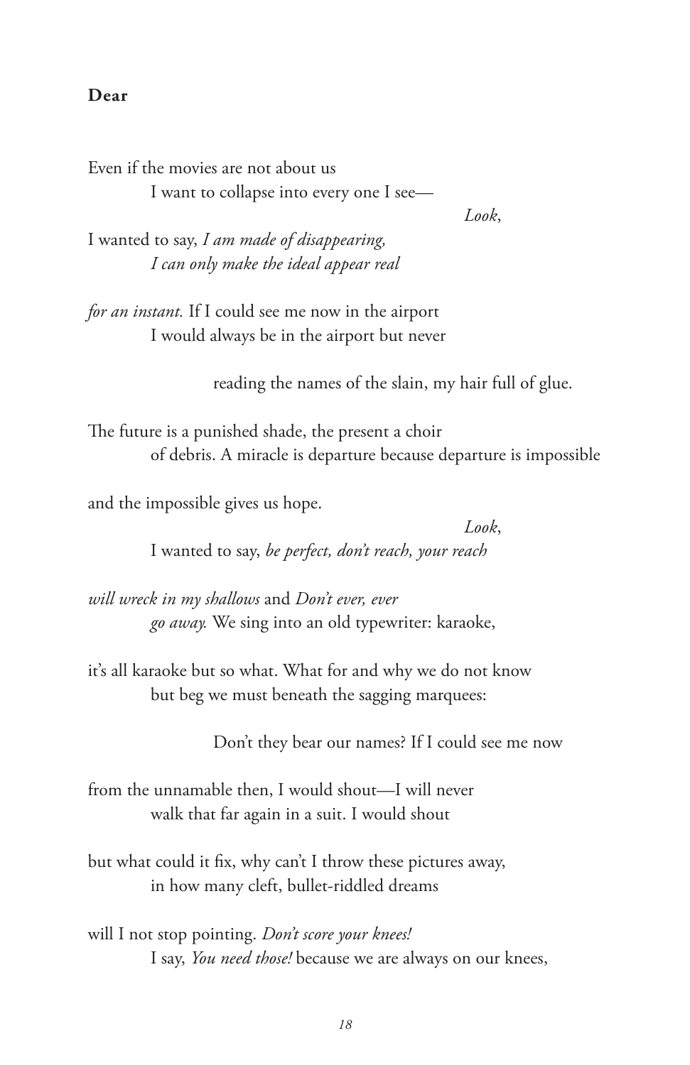**Dear**

Even if the movies are not about us
I want to collapse into every one I see—
*Look*,
I wanted to say, *I am made of disappearing,*
*I can only make the ideal appear real*

*for an instant.* If I could see me now in the airport
I would always be in the airport but never

reading the names of the slain, my hair full of glue.

The future is a punished shade, the present a choir
of debris. A miracle is departure because departure is impossible

and the impossible gives us hope.
*Look*,
I wanted to say, *be perfect, don't reach, your reach*

*will wreck in my shallows* and *Don't ever, ever*
*go away.* We sing into an old typewriter: karaoke,

it's all karaoke but so what. What for and why we do not know
but beg we must beneath the sagging marquees:

Don't they bear our names? If I could see me now

from the unnamable then, I would shout—I will never
walk that far again in a suit. I would shout

but what could it fix, why can't I throw these pictures away,
in how many cleft, bullet-riddled dreams

will I not stop pointing. *Don't score your knees!*
I say, *You need those!* because we are always on our knees,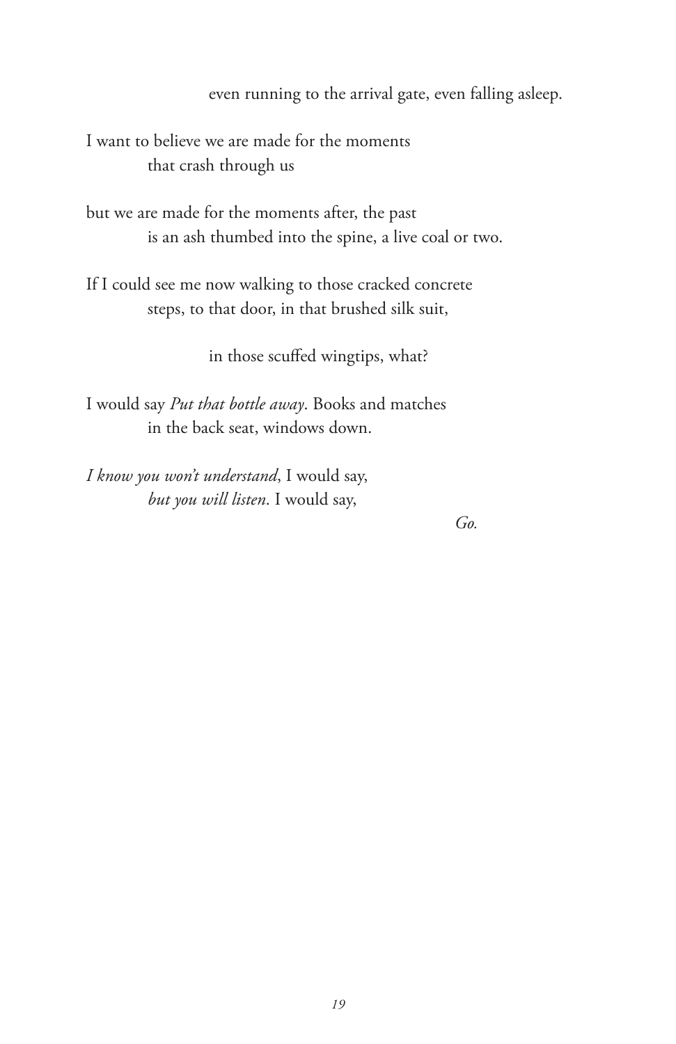even running to the arrival gate, even falling asleep.

I want to believe we are made for the moments
that crash through us

but we are made for the moments after, the past
is an ash thumbed into the spine, a live coal or two.

If I could see me now walking to those cracked concrete
steps, to that door, in that brushed silk suit,

in those scuffed wingtips, what?

I would say *Put that bottle away*. Books and matches
in the back seat, windows down.

*I know you won't understand*, I would say,
*but you will listen*. I would say,

*Go.*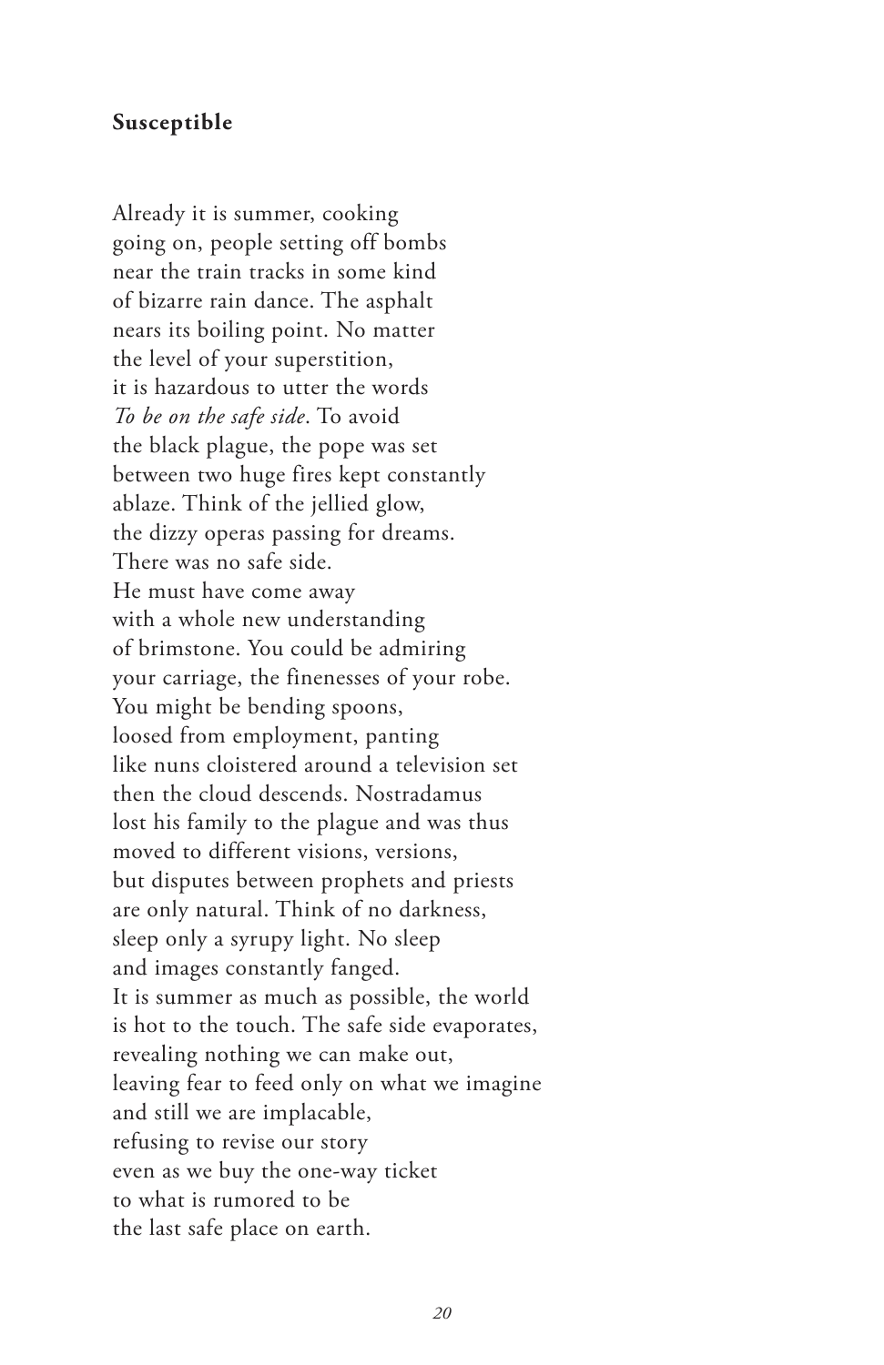### **Susceptible**

Already it is summer, cooking  
going on, people setting off bombs  
near the train tracks in some kind  
of bizarre rain dance. The asphalt  
nears its boiling point. No matter  
the level of your superstition,  
it is hazardous to utter the words  
*To be on the safe side*. To avoid  
the black plague, the pope was set  
between two huge fires kept constantly  
ablaze. Think of the jellied glow,  
the dizzy operas passing for dreams.  
There was no safe side.  
He must have come away  
with a whole new understanding  
of brimstone. You could be admiring  
your carriage, the finenesses of your robe.  
You might be bending spoons,  
loosed from employment, panting  
like nuns cloistered around a television set  
then the cloud descends. Nostradamus  
lost his family to the plague and was thus  
moved to different visions, versions,  
but disputes between prophets and priests  
are only natural. Think of no darkness,  
sleep only a syrupy light. No sleep  
and images constantly fanged.  
It is summer as much as possible, the world  
is hot to the touch. The safe side evaporates,  
revealing nothing we can make out,  
leaving fear to feed only on what we imagine  
and still we are implacable,  
refusing to revise our story  
even as we buy the one-way ticket  
to what is rumored to be  
the last safe place on earth.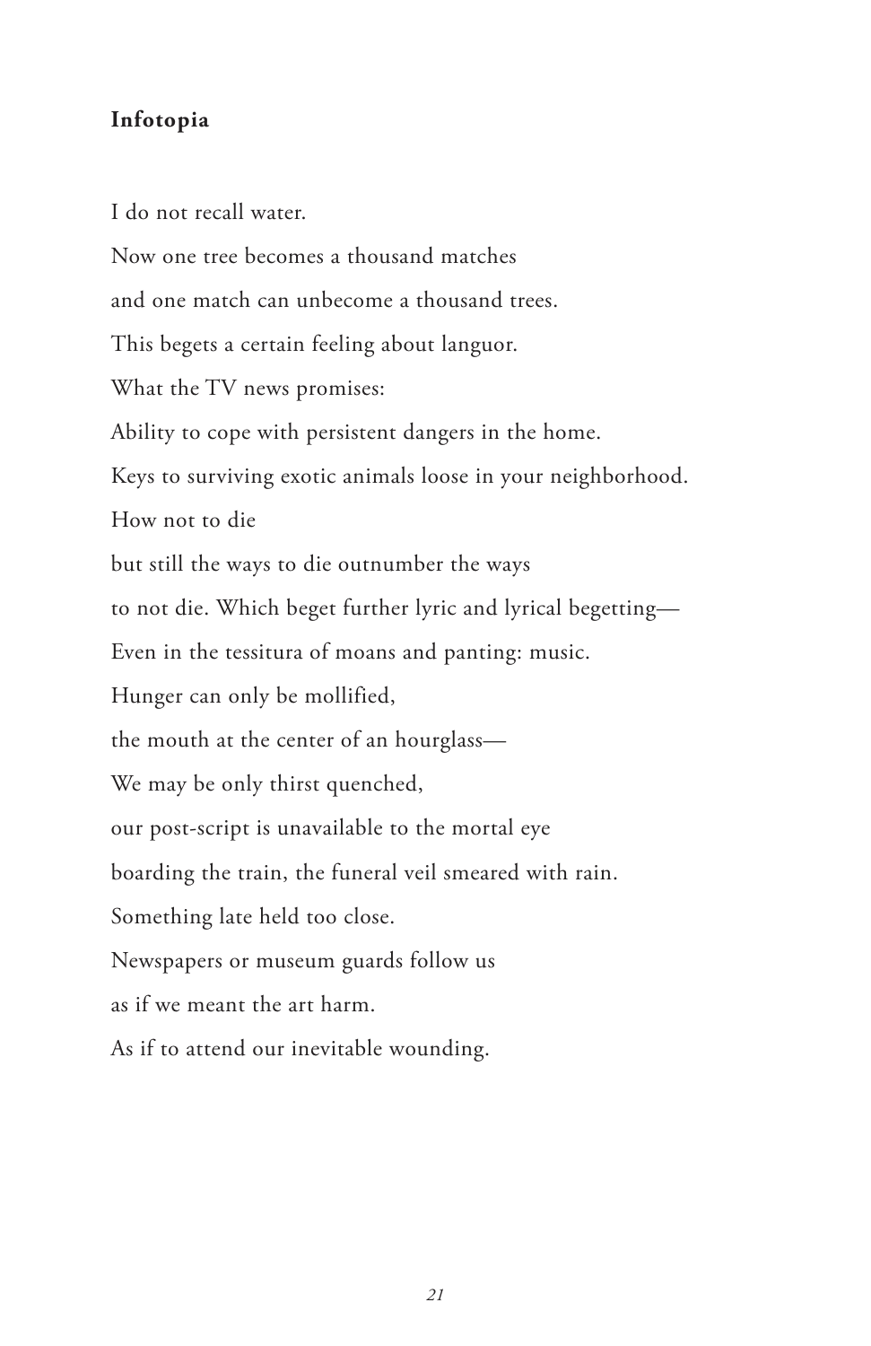**Infotopia**

I do not recall water.  
Now one tree becomes a thousand matches  
and one match can unbecome a thousand trees.  
This begets a certain feeling about languor.  
What the TV news promises:  
Ability to cope with persistent dangers in the home.  
Keys to surviving exotic animals loose in your neighborhood.  
How not to die  
but still the ways to die outnumber the ways  
to not die. Which beget further lyric and lyrical begetting—  
Even in the tessitura of moans and panting: music.  
Hunger can only be mollified,  
the mouth at the center of an hourglass—  
We may be only thirst quenched,  
our post-script is unavailable to the mortal eye  
boarding the train, the funeral veil smeared with rain.  
Something late held too close.  
Newspapers or museum guards follow us  
as if we meant the art harm.  
As if to attend our inevitable wounding.